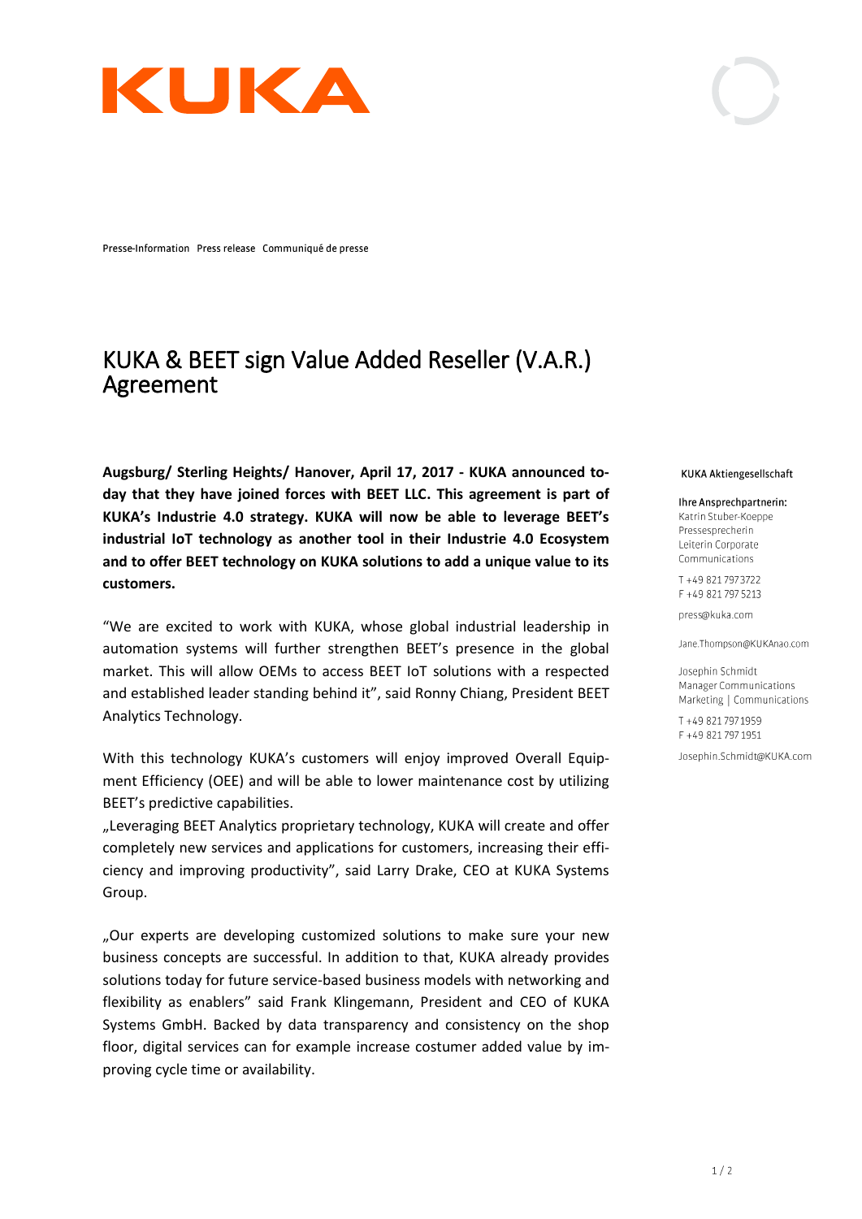# KUKA

Presse-Information Press release Communiqué de presse

## KUKA & BEET sign Value Added Reseller (V.A.R.) Agreement

**Augsburg/ Sterling Heights/ Hanover, April 17, 2017 - KUKA announced today that they have joined forces with BEET LLC. This agreement is part of KUKA's Industrie 4.0 strategy. KUKA will now be able to leverage BEET's industrial IoT technology as another tool in their Industrie 4.0 Ecosystem and to offer BEET technology on KUKA solutions to add a unique value to its customers.**

"We are excited to work with KUKA, whose global industrial leadership in automation systems will further strengthen BEET's presence in the global market. This will allow OEMs to access BEET IoT solutions with a respected and established leader standing behind it", said Ronny Chiang, President BEET Analytics Technology.

With this technology KUKA's customers will enjoy improved Overall Equipment Efficiency (OEE) and will be able to lower maintenance cost by utilizing BEET's predictive capabilities.

„Leveraging BEET Analytics proprietary technology, KUKA will create and offer completely new services and applications for customers, increasing their efficiency and improving productivity", said Larry Drake, CEO at KUKA Systems Group.

„Our experts are developing customized solutions to make sure your new business concepts are successful. In addition to that, KUKA already provides solutions today for future service-based business models with networking and flexibility as enablers" said Frank Klingemann, President and CEO of KUKA Systems GmbH. Backed by data transparency and consistency on the shop floor, digital services can for example increase costumer added value by improving cycle time or availability.

KUKA Aktiengesellschaft

**Ihre Ansprechpartnerin:**
Katrin Stuber-Koeppe
Pressesprecherin
Leiterin Corporate Communications

T +49 821 797 3722
F +49 821 797 5213

press@kuka.com

Jane.Thompson@KUKAnao.com

Josephin Schmidt
Manager Communications
Marketing | Communications

T +49 821 797 1959
F +49 821 797 1951

Josephin.Schmidt@KUKA.com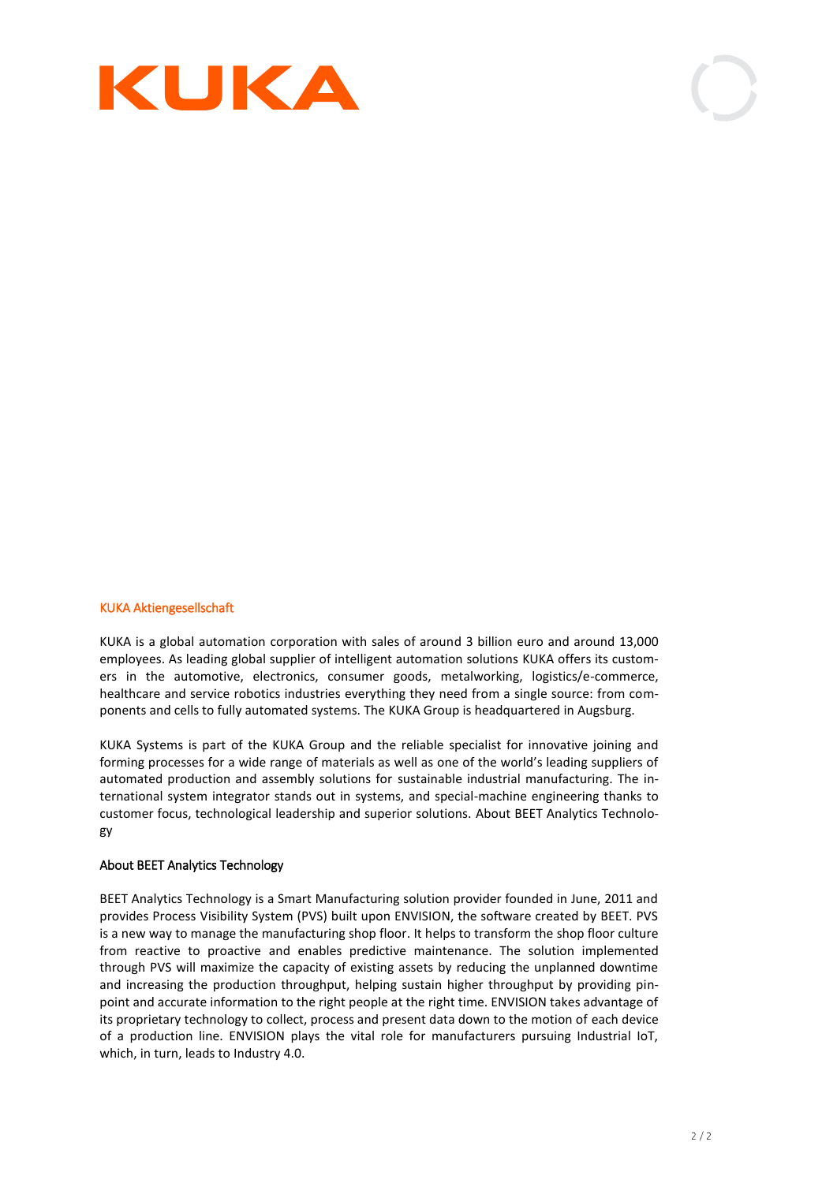## KUKA Aktiengesellschaft

KUKA is a global automation corporation with sales of around 3 billion euro and around 13,000 employees. As leading global supplier of intelligent automation solutions KUKA offers its customers in the automotive, electronics, consumer goods, metalworking, logistics/e-commerce, healthcare and service robotics industries everything they need from a single source: from components and cells to fully automated systems. The KUKA Group is headquartered in Augsburg.

KUKA Systems is part of the KUKA Group and the reliable specialist for innovative joining and forming processes for a wide range of materials as well as one of the world's leading suppliers of automated production and assembly solutions for sustainable industrial manufacturing. The international system integrator stands out in systems, and special-machine engineering thanks to customer focus, technological leadership and superior solutions. About BEET Analytics Technology

### About BEET Analytics Technology

BEET Analytics Technology is a Smart Manufacturing solution provider founded in June, 2011 and provides Process Visibility System (PVS) built upon ENVISION, the software created by BEET. PVS is a new way to manage the manufacturing shop floor. It helps to transform the shop floor culture from reactive to proactive and enables predictive maintenance. The solution implemented through PVS will maximize the capacity of existing assets by reducing the unplanned downtime and increasing the production throughput, helping sustain higher throughput by providing pinpoint and accurate information to the right people at the right time. ENVISION takes advantage of its proprietary technology to collect, process and present data down to the motion of each device of a production line. ENVISION plays the vital role for manufacturers pursuing Industrial IoT, which, in turn, leads to Industry 4.0.